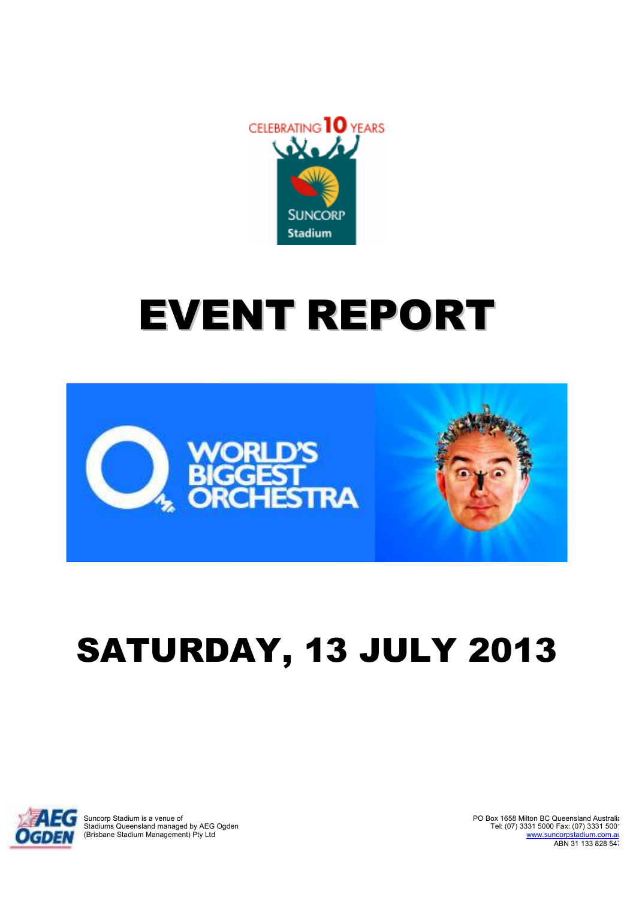# EVENT REPORT

# SATURDAY, 13 JULY 2013

Suncorp Stadium is a venue of
Stadiums Queensland managed by AEG Ogden
(Brisbane Stadium Management) Pty Ltd

PO Box 1658 Milton BC Queensland Australia
Tel: (07) 3331 5000 Fax: (07) 3331 5001
www.suncorpstadium.com.au
ABN 31 133 828 547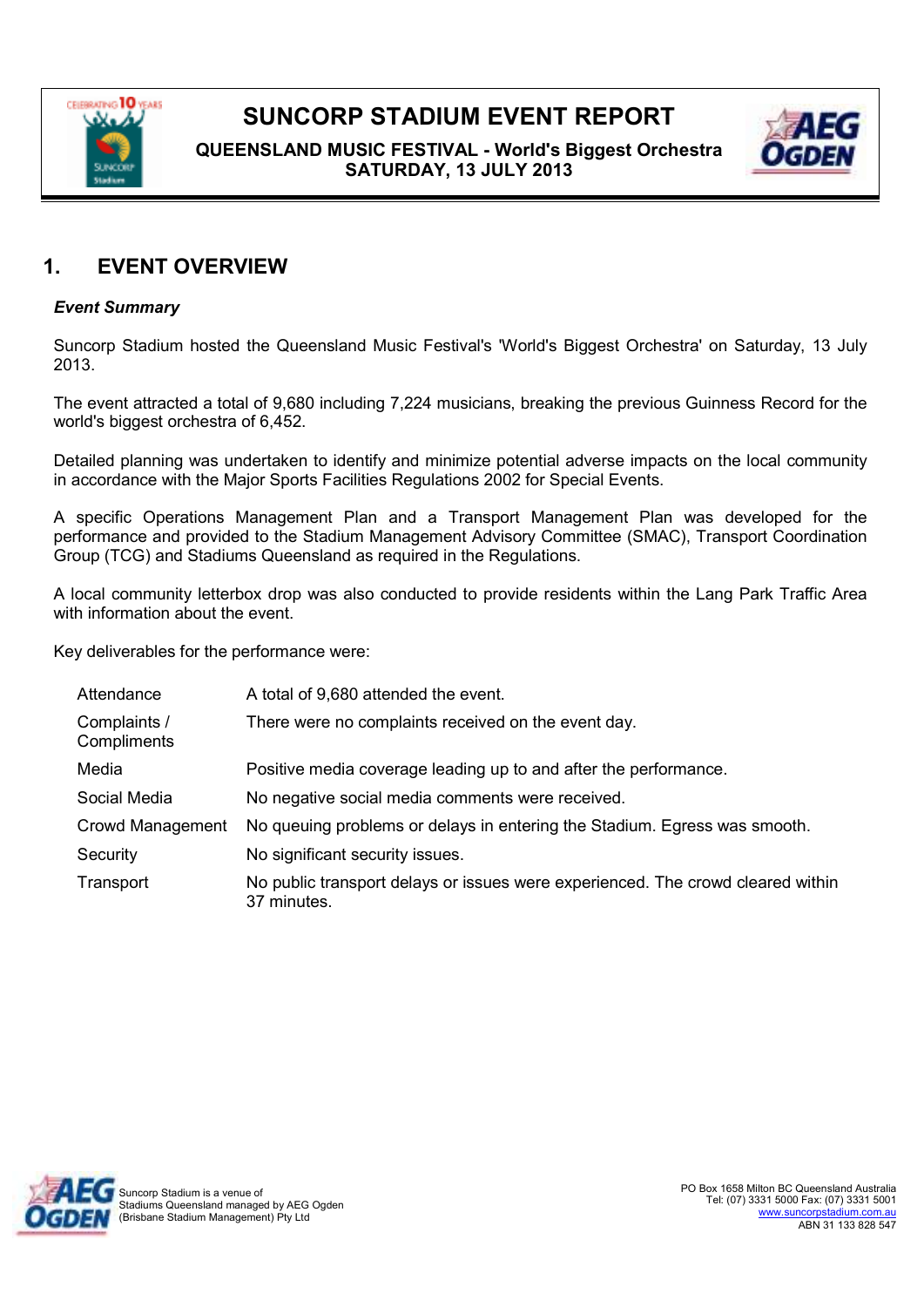# SUNCORP STADIUM EVENT REPORT

**QUEENSLAND MUSIC FESTIVAL - World's Biggest Orchestra**
**SATURDAY, 13 JULY 2013**

## 1. EVENT OVERVIEW

***Event Summary***

Suncorp Stadium hosted the Queensland Music Festival's 'World's Biggest Orchestra' on Saturday, 13 July 2013.

The event attracted a total of 9,680 including 7,224 musicians, breaking the previous Guinness Record for the world's biggest orchestra of 6,452.

Detailed planning was undertaken to identify and minimize potential adverse impacts on the local community in accordance with the Major Sports Facilities Regulations 2002 for Special Events.

A specific Operations Management Plan and a Transport Management Plan was developed for the performance and provided to the Stadium Management Advisory Committee (SMAC), Transport Coordination Group (TCG) and Stadiums Queensland as required in the Regulations.

A local community letterbox drop was also conducted to provide residents within the Lang Park Traffic Area with information about the event.

Key deliverables for the performance were:

| | |
|---|---|
| Attendance | A total of 9,680 attended the event. |
| Complaints / Compliments | There were no complaints received on the event day. |
| Media | Positive media coverage leading up to and after the performance. |
| Social Media | No negative social media comments were received. |
| Crowd Management | No queuing problems or delays in entering the Stadium. Egress was smooth. |
| Security | No significant security issues. |
| Transport | No public transport delays or issues were experienced. The crowd cleared within 37 minutes. |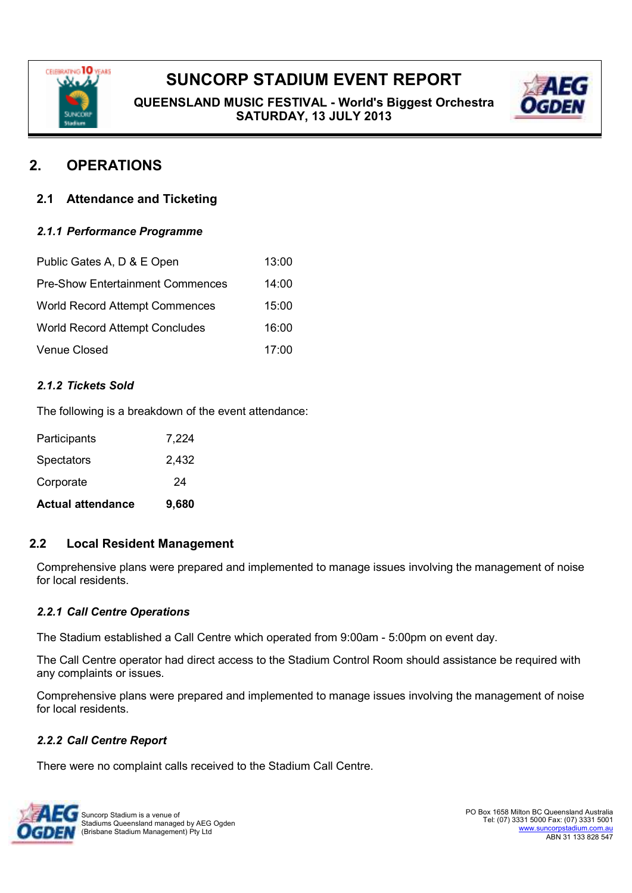## 2. OPERATIONS

### 2.1 Attendance and Ticketing

#### *2.1.1 Performance Programme*

| | |
|---|---|
| Public Gates A, D & E Open | 13:00 |
| Pre-Show Entertainment Commences | 14:00 |
| World Record Attempt Commences | 15:00 |
| World Record Attempt Concludes | 16:00 |
| Venue Closed | 17:00 |

#### *2.1.2 Tickets Sold*

The following is a breakdown of the event attendance:

| | |
|---|---|
| Participants | 7,224 |
| Spectators | 2,432 |
| Corporate | 24 |
| **Actual attendance** | **9,680** |

### 2.2 Local Resident Management

Comprehensive plans were prepared and implemented to manage issues involving the management of noise for local residents.

#### *2.2.1 Call Centre Operations*

The Stadium established a Call Centre which operated from 9:00am - 5:00pm on event day.

The Call Centre operator had direct access to the Stadium Control Room should assistance be required with any complaints or issues.

Comprehensive plans were prepared and implemented to manage issues involving the management of noise for local residents.

#### *2.2.2 Call Centre Report*

There were no complaint calls received to the Stadium Call Centre.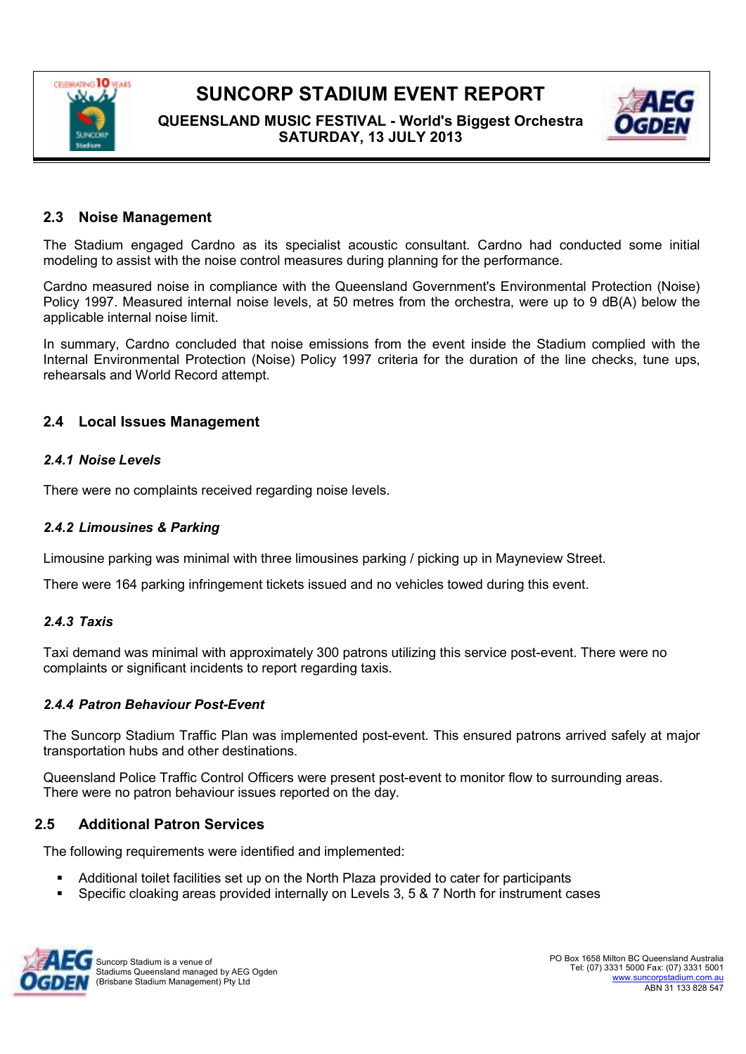## 2.3 Noise Management

The Stadium engaged Cardno as its specialist acoustic consultant. Cardno had conducted some initial modeling to assist with the noise control measures during planning for the performance.

Cardno measured noise in compliance with the Queensland Government's Environmental Protection (Noise) Policy 1997. Measured internal noise levels, at 50 metres from the orchestra, were up to 9 dB(A) below the applicable internal noise limit.

In summary, Cardno concluded that noise emissions from the event inside the Stadium complied with the Internal Environmental Protection (Noise) Policy 1997 criteria for the duration of the line checks, tune ups, rehearsals and World Record attempt.

## 2.4 Local Issues Management

### *2.4.1 Noise Levels*

There were no complaints received regarding noise levels.

### *2.4.2 Limousines & Parking*

Limousine parking was minimal with three limousines parking / picking up in Mayneview Street.

There were 164 parking infringement tickets issued and no vehicles towed during this event.

### *2.4.3 Taxis*

Taxi demand was minimal with approximately 300 patrons utilizing this service post-event. There were no complaints or significant incidents to report regarding taxis.

### *2.4.4 Patron Behaviour Post-Event*

The Suncorp Stadium Traffic Plan was implemented post-event. This ensured patrons arrived safely at major transportation hubs and other destinations.

Queensland Police Traffic Control Officers were present post-event to monitor flow to surrounding areas. There were no patron behaviour issues reported on the day.

## 2.5 Additional Patron Services

The following requirements were identified and implemented:

- Additional toilet facilities set up on the North Plaza provided to cater for participants
- Specific cloaking areas provided internally on Levels 3, 5 & 7 North for instrument cases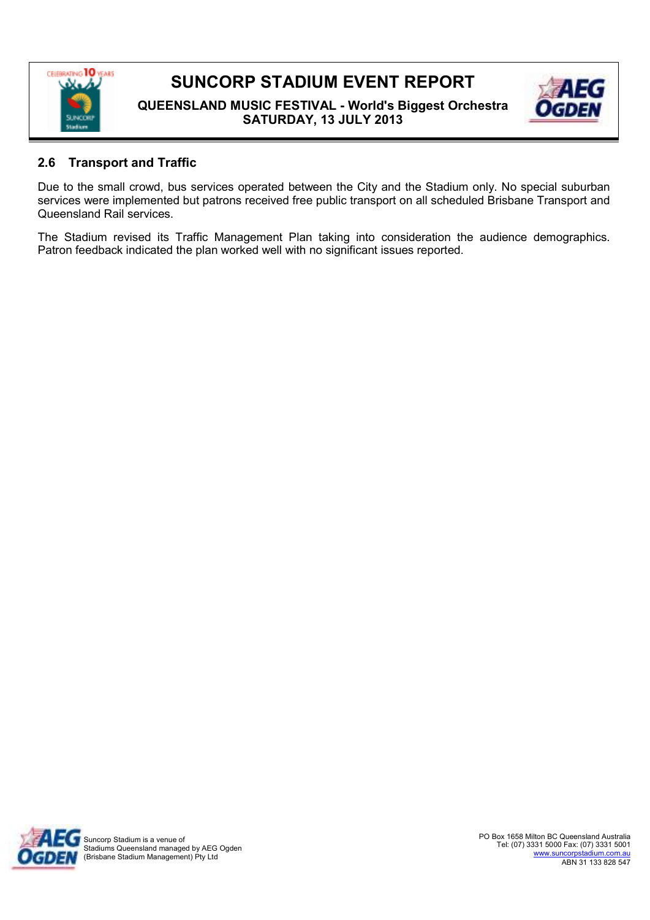## 2.6 Transport and Traffic

Due to the small crowd, bus services operated between the City and the Stadium only. No special suburban services were implemented but patrons received free public transport on all scheduled Brisbane Transport and Queensland Rail services.

The Stadium revised its Traffic Management Plan taking into consideration the audience demographics. Patron feedback indicated the plan worked well with no significant issues reported.